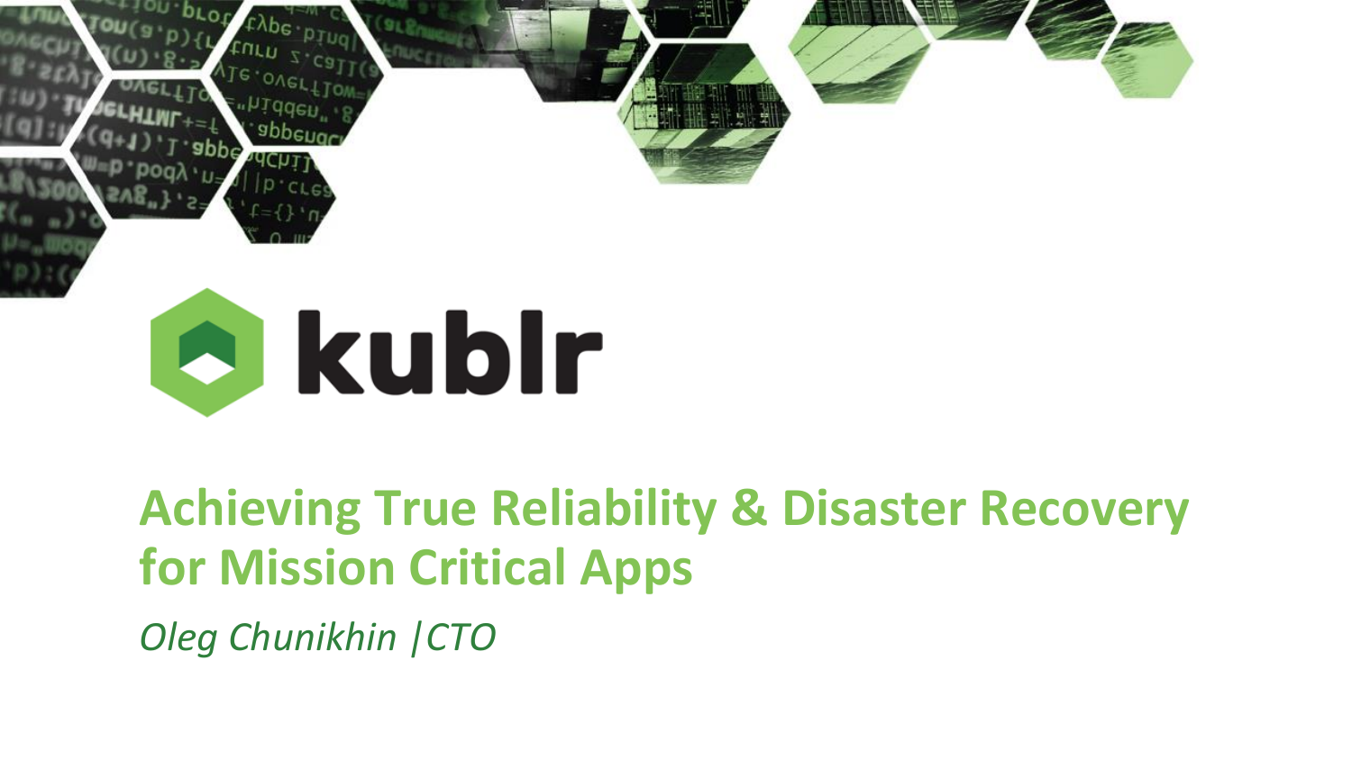kublr

# Achieving True Reliability & Disaster Recovery for Mission Critical Apps

*Oleg Chunikhin |CTO*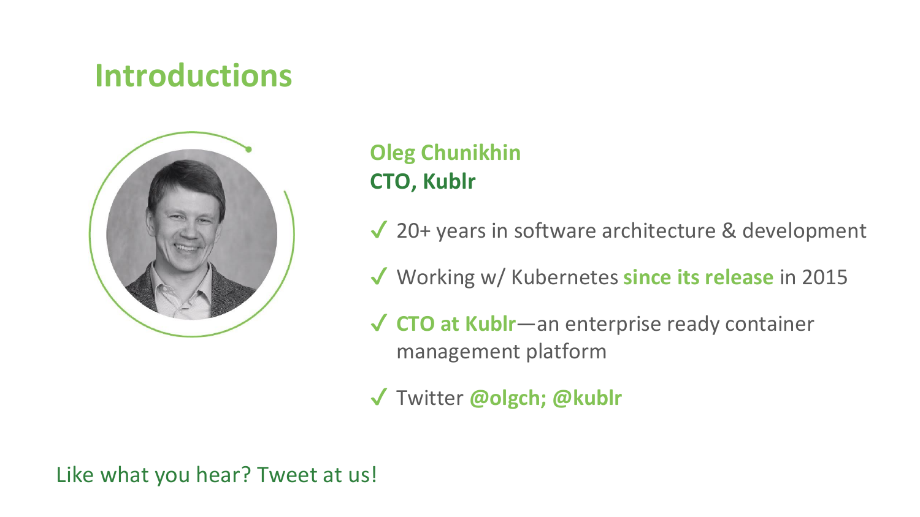# Introductions

**Oleg Chunikhin**
**CTO, Kublr**

- ✓ 20+ years in software architecture & development
- ✓ Working w/ Kubernetes **since its release** in 2015
- ✓ **CTO at Kublr**—an enterprise ready container management platform
- ✓ Twitter **@olgch; @kublr**

Like what you hear? Tweet at us!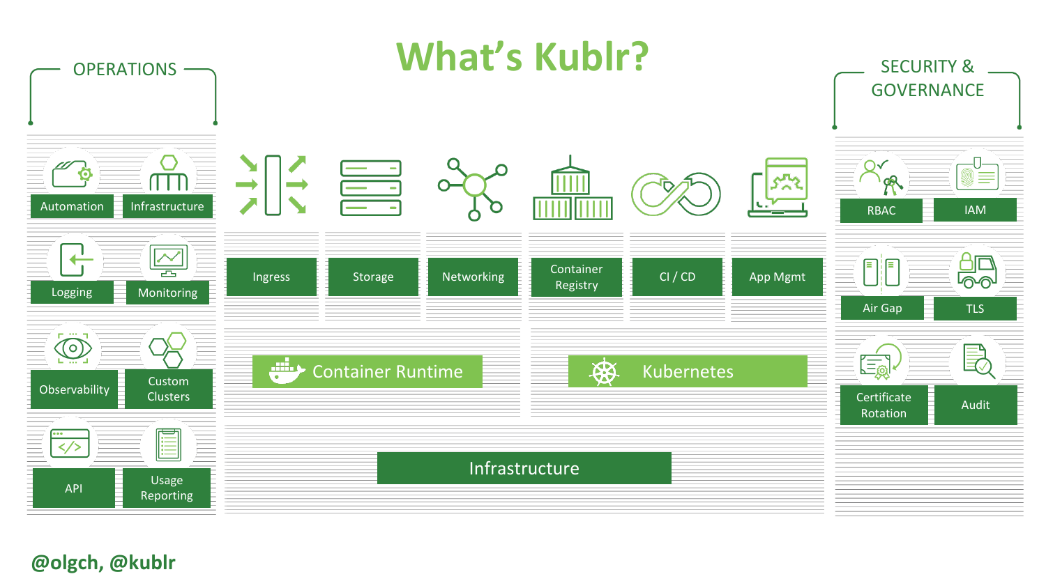# What's Kublr?

## OPERATIONS

- Automation
- Infrastructure
- Logging
- Monitoring
- Observability
- Custom Clusters
- API
- Usage Reporting

## SECURITY & GOVERNANCE

- RBAC
- IAM
- Air Gap
- TLS
- Certificate Rotation
- Audit

Ingress

Storage

Networking

Container Registry

CI / CD

App Mgmt

Container Runtime

Kubernetes

Infrastructure

**@olgch, @kublr**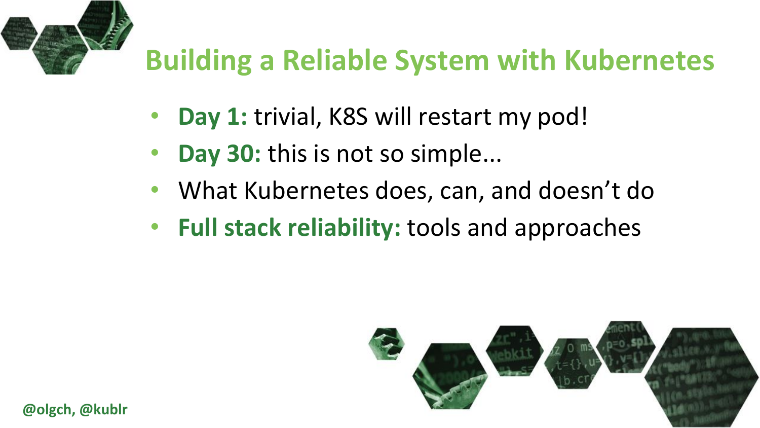# Building a Reliable System with Kubernetes

- **Day 1:** trivial, K8S will restart my pod!
- **Day 30:** this is not so simple...
- What Kubernetes does, can, and doesn't do
- **Full stack reliability:** tools and approaches

@olgch, @kublr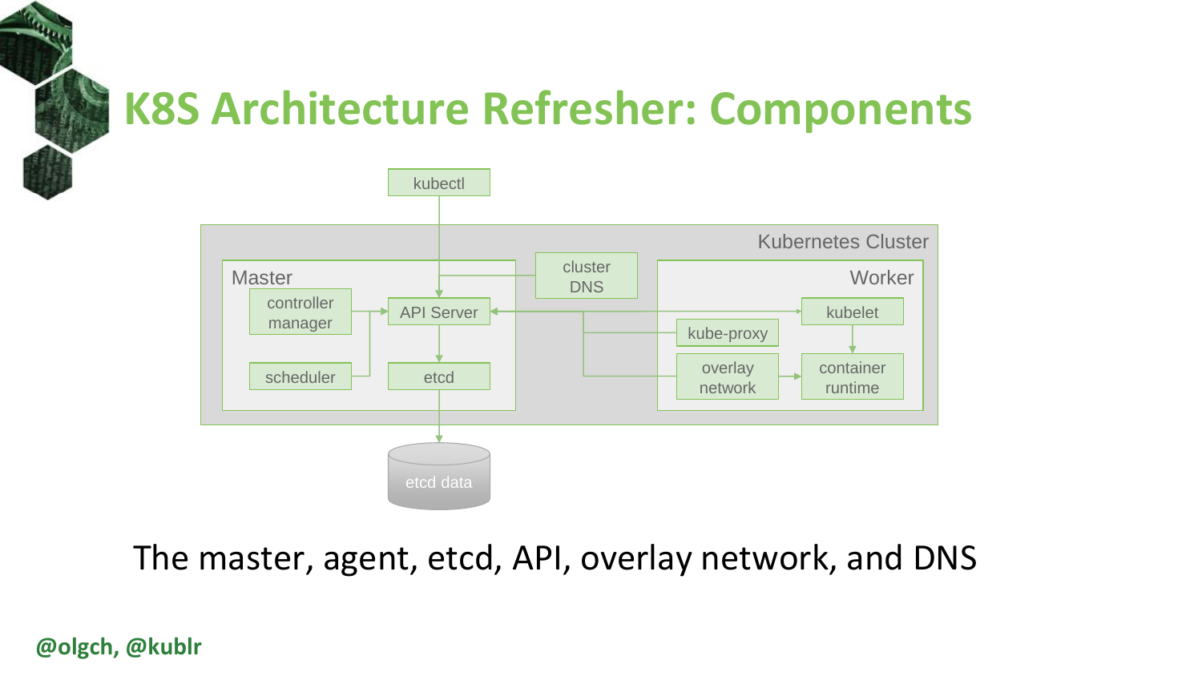# K8S Architecture Refresher: Components

kubectl

Kubernetes Cluster

Master

controller manager

API Server

scheduler

etcd

cluster DNS

Worker

kubelet

kube-proxy

overlay network

container runtime

etcd data

The master, agent, etcd, API, overlay network, and DNS

@olgch, @kublr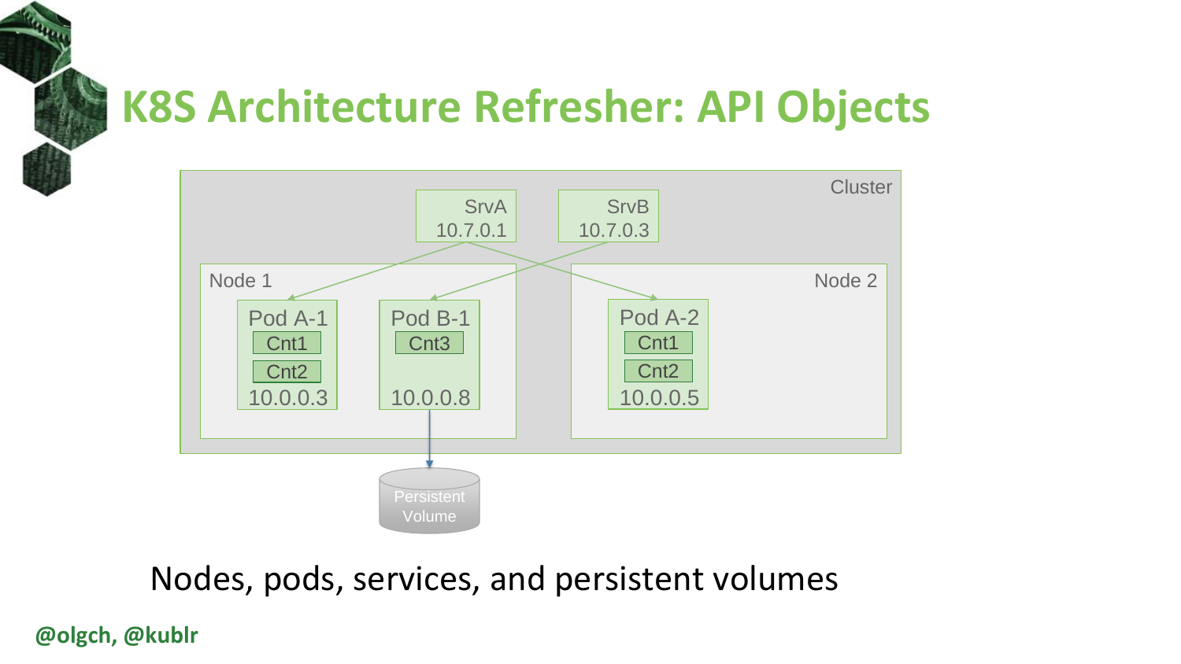# K8S Architecture Refresher: API Objects

Cluster

SrvA
10.7.0.1

SrvB
10.7.0.3

Node 1

Pod A-1
Cnt1
Cnt2
10.0.0.3

Pod B-1
Cnt3
10.0.0.8

Node 2

Pod A-2
Cnt1
Cnt2
10.0.0.5

Persistent Volume

Nodes, pods, services, and persistent volumes

**@olgch, @kublr**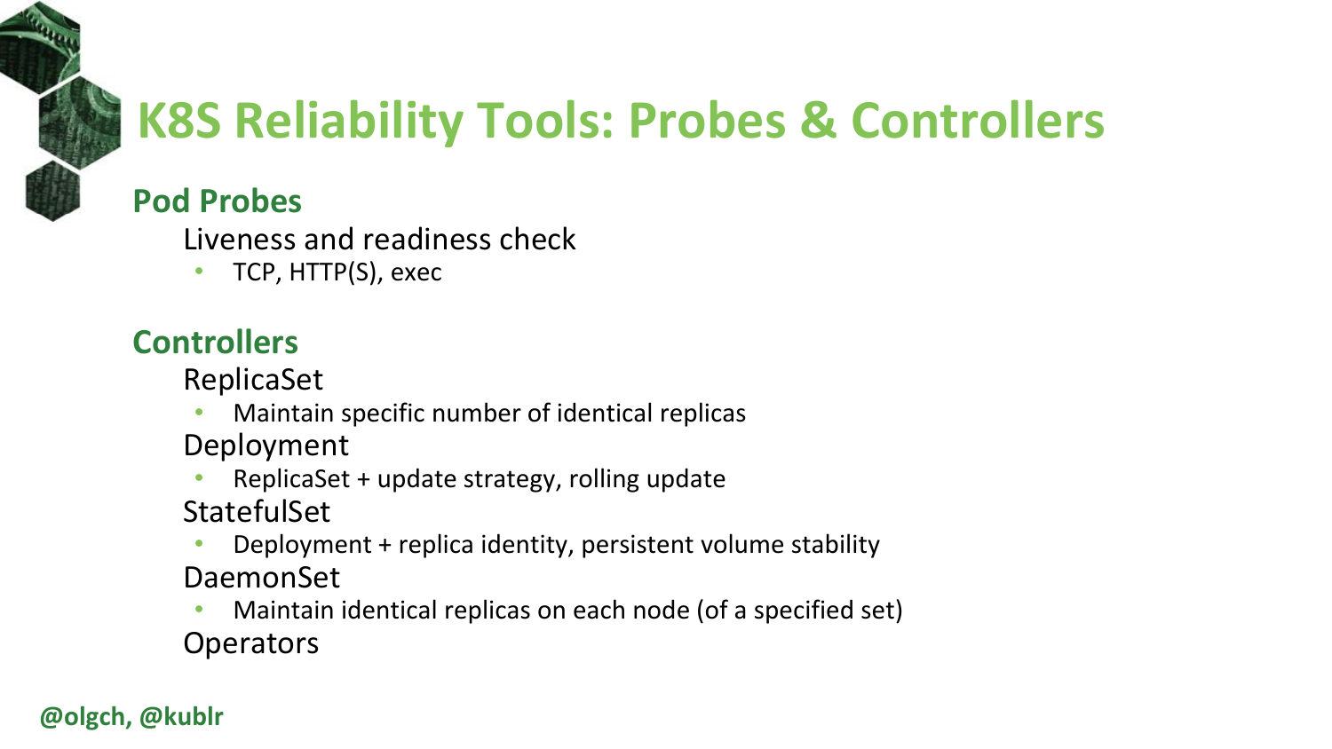# K8S Reliability Tools: Probes & Controllers

## Pod Probes

Liveness and readiness check

- TCP, HTTP(S), exec

## Controllers

ReplicaSet

- Maintain specific number of identical replicas

Deployment

- ReplicaSet + update strategy, rolling update

StatefulSet

- Deployment + replica identity, persistent volume stability

DaemonSet

- Maintain identical replicas on each node (of a specified set)

Operators

**@olgch, @kublr**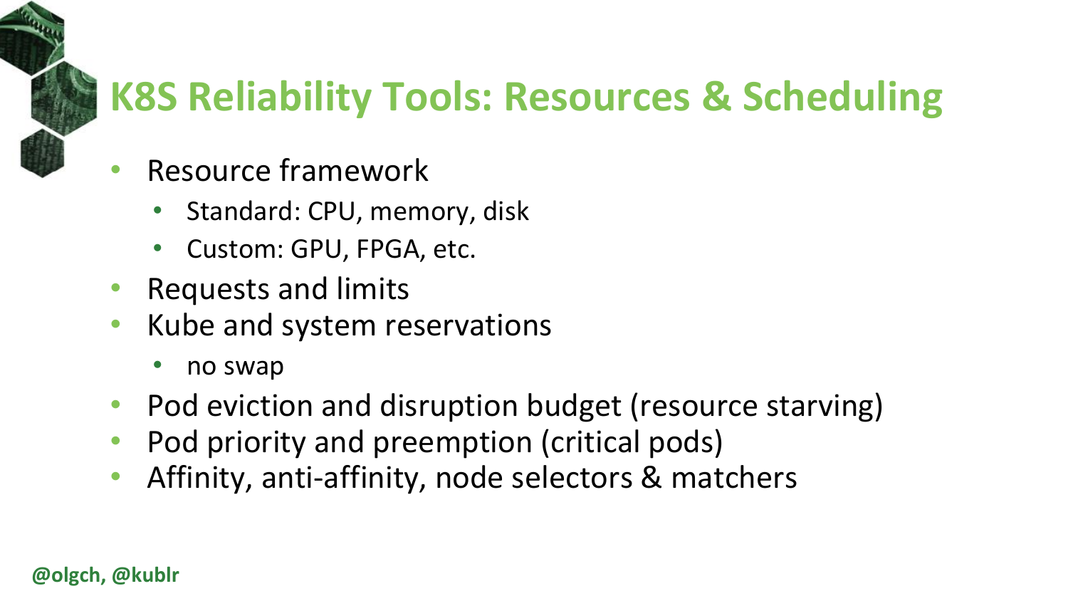# K8S Reliability Tools: Resources & Scheduling

- Resource framework
  - Standard: CPU, memory, disk
  - Custom: GPU, FPGA, etc.
- Requests and limits
- Kube and system reservations
  - no swap
- Pod eviction and disruption budget (resource starving)
- Pod priority and preemption (critical pods)
- Affinity, anti-affinity, node selectors & matchers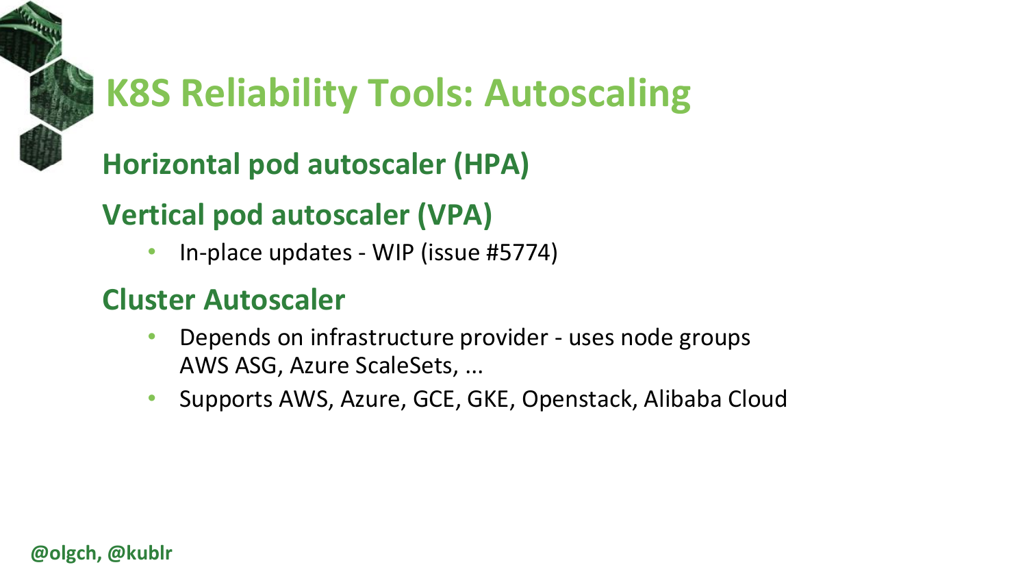# K8S Reliability Tools: Autoscaling

## Horizontal pod autoscaler (HPA)

## Vertical pod autoscaler (VPA)

- In-place updates - WIP (issue #5774)

## Cluster Autoscaler

- Depends on infrastructure provider - uses node groups
  AWS ASG, Azure ScaleSets, ...
- Supports AWS, Azure, GCE, GKE, Openstack, Alibaba Cloud

@olgch, @kublr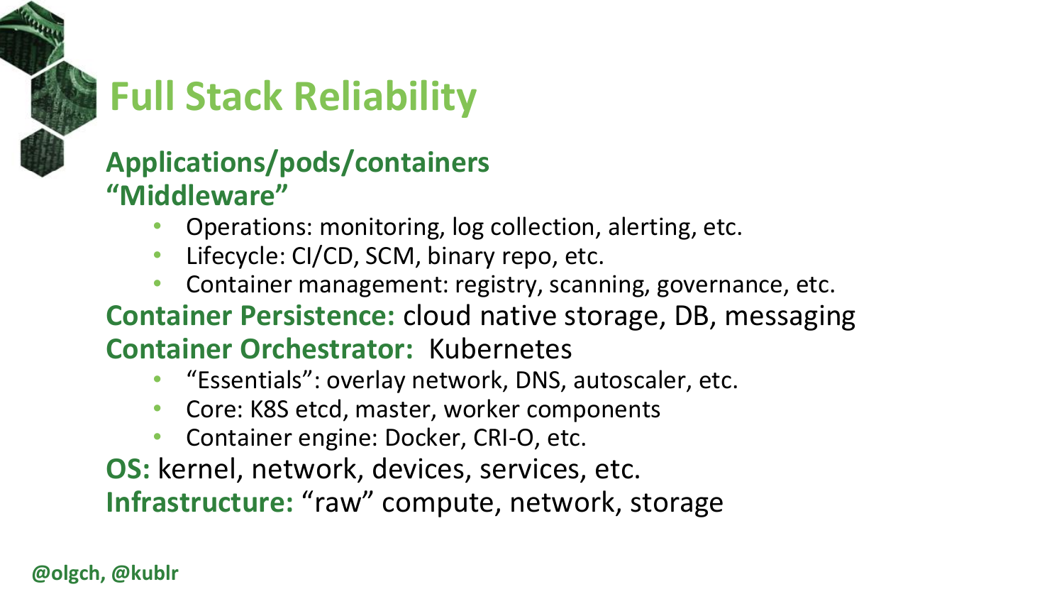# Full Stack Reliability

**Applications/pods/containers**

**"Middleware"**

- Operations: monitoring, log collection, alerting, etc.
- Lifecycle: CI/CD, SCM, binary repo, etc.
- Container management: registry, scanning, governance, etc.

**Container Persistence:** cloud native storage, DB, messaging

**Container Orchestrator:** Kubernetes

- "Essentials": overlay network, DNS, autoscaler, etc.
- Core: K8S etcd, master, worker components
- Container engine: Docker, CRI-O, etc.

**OS:** kernel, network, devices, services, etc.

**Infrastructure:** "raw" compute, network, storage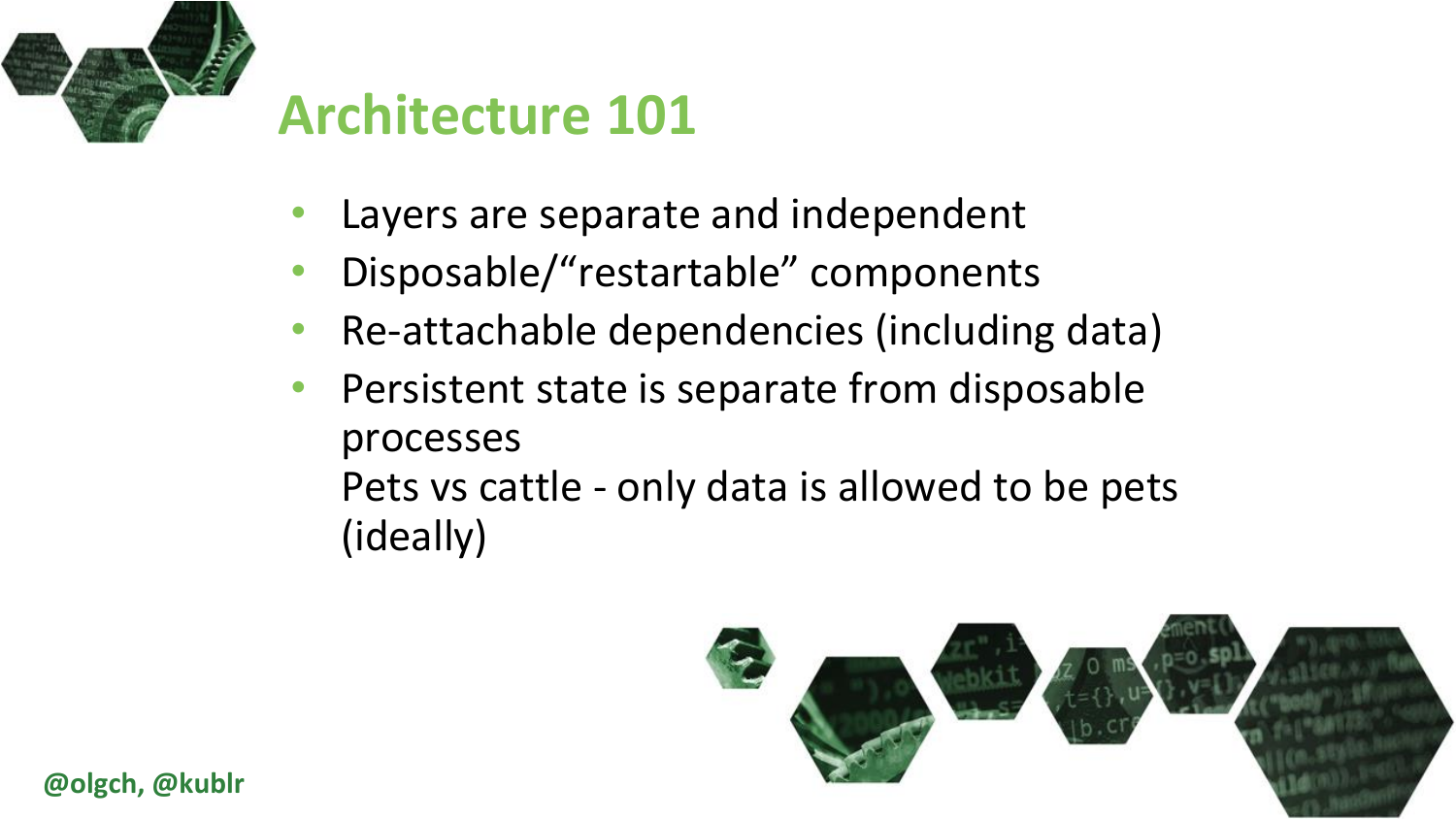# Architecture 101

- Layers are separate and independent
- Disposable/“restartable” components
- Re-attachable dependencies (including data)
- Persistent state is separate from disposable processes
  Pets vs cattle - only data is allowed to be pets (ideally)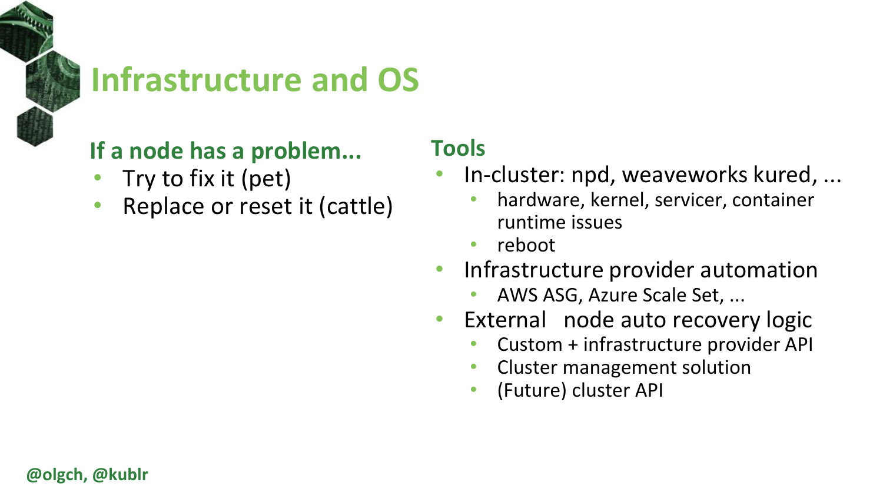# Infrastructure and OS

**If a node has a problem...**

- Try to fix it (pet)
- Replace or reset it (cattle)

**Tools**

- In-cluster: npd, weaveworks kured, ...
  - hardware, kernel, servicer, container runtime issues
  - reboot
- Infrastructure provider automation
  - AWS ASG, Azure Scale Set, ...
- External node auto recovery logic
  - Custom + infrastructure provider API
  - Cluster management solution
  - (Future) cluster API

**@olgch, @kublr**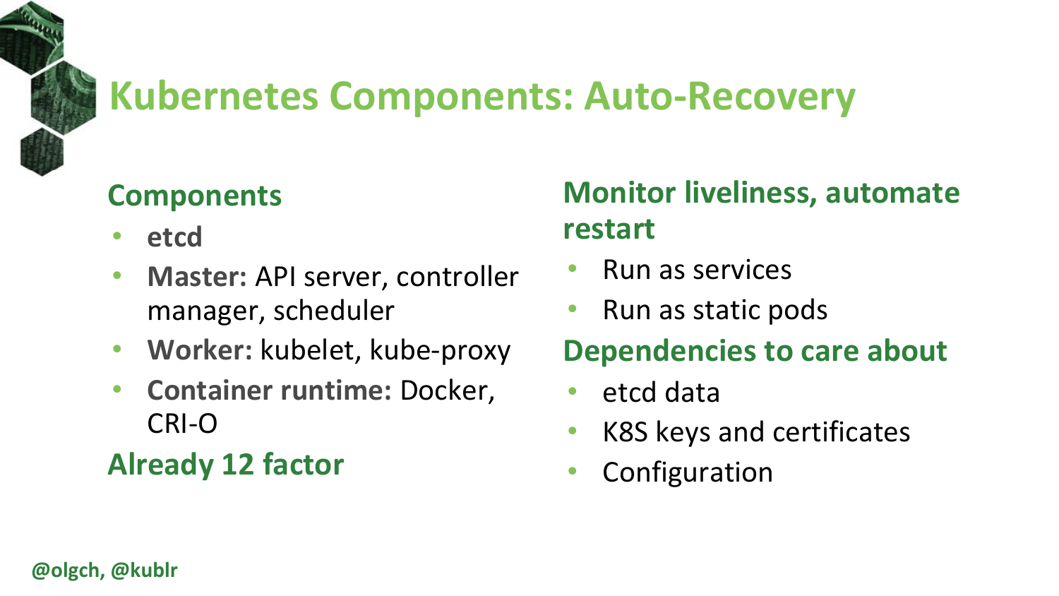# Kubernetes Components: Auto-Recovery

## Components

- **etcd**
- **Master:** API server, controller manager, scheduler
- **Worker:** kubelet, kube-proxy
- **Container runtime:** Docker, CRI-O

## Already 12 factor

## Monitor liveliness, automate restart

- Run as services
- Run as static pods

## Dependencies to care about

- etcd data
- K8S keys and certificates
- Configuration

**@olgch, @kublr**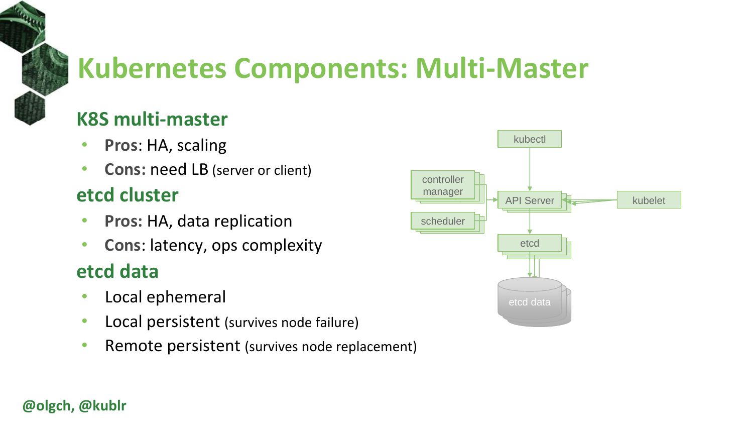# Kubernetes Components: Multi-Master

## K8S multi-master

- **Pros**: HA, scaling
- **Cons:** need LB (server or client)

## etcd cluster

- **Pros:** HA, data replication
- **Cons**: latency, ops complexity

## etcd data

- Local ephemeral
- Local persistent (survives node failure)
- Remote persistent (survives node replacement)

@olgch, @kublr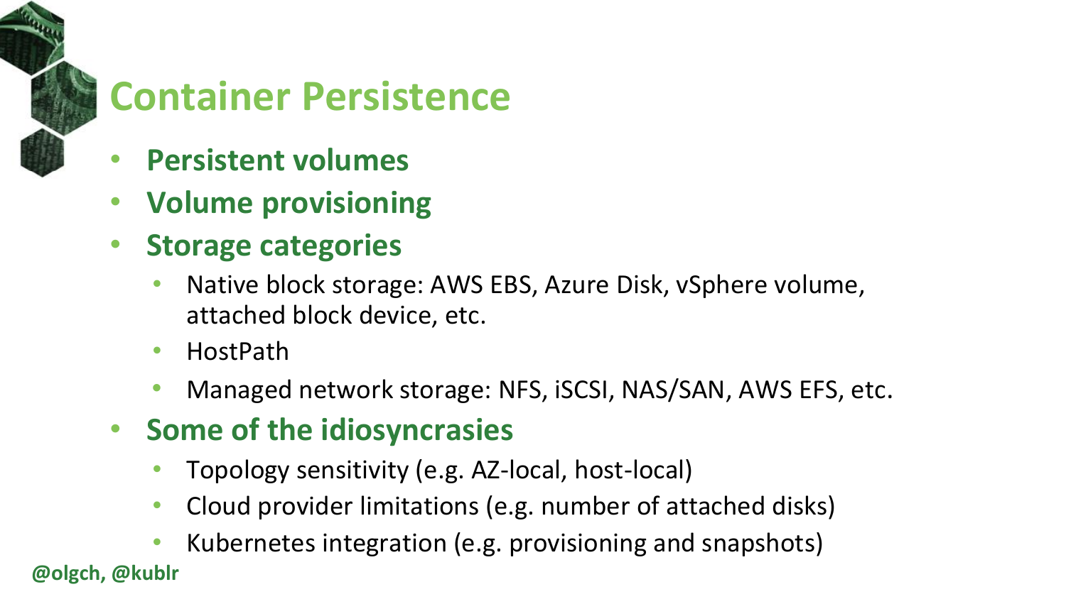# Container Persistence

- **Persistent volumes**
- **Volume provisioning**
- **Storage categories**
  - Native block storage: AWS EBS, Azure Disk, vSphere volume, attached block device, etc.
  - HostPath
  - Managed network storage: NFS, iSCSI, NAS/SAN, AWS EFS, etc.
- **Some of the idiosyncrasies**
  - Topology sensitivity (e.g. AZ-local, host-local)
  - Cloud provider limitations (e.g. number of attached disks)
  - Kubernetes integration (e.g. provisioning and snapshots)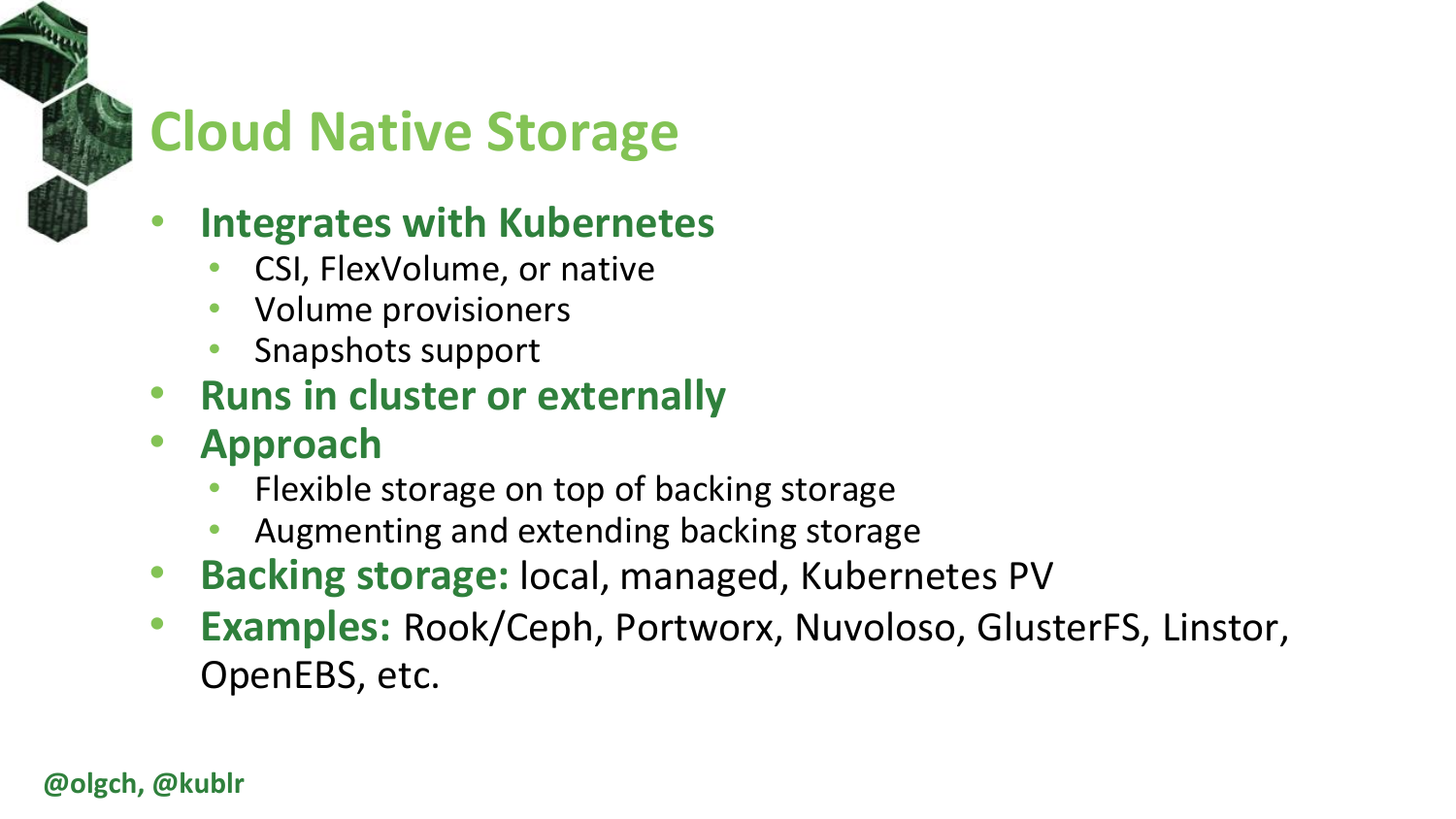# Cloud Native Storage

- **Integrates with Kubernetes**
  - CSI, FlexVolume, or native
  - Volume provisioners
  - Snapshots support
- **Runs in cluster or externally**
- **Approach**
  - Flexible storage on top of backing storage
  - Augmenting and extending backing storage
- **Backing storage:** local, managed, Kubernetes PV
- **Examples:** Rook/Ceph, Portworx, Nuvoloso, GlusterFS, Linstor, OpenEBS, etc.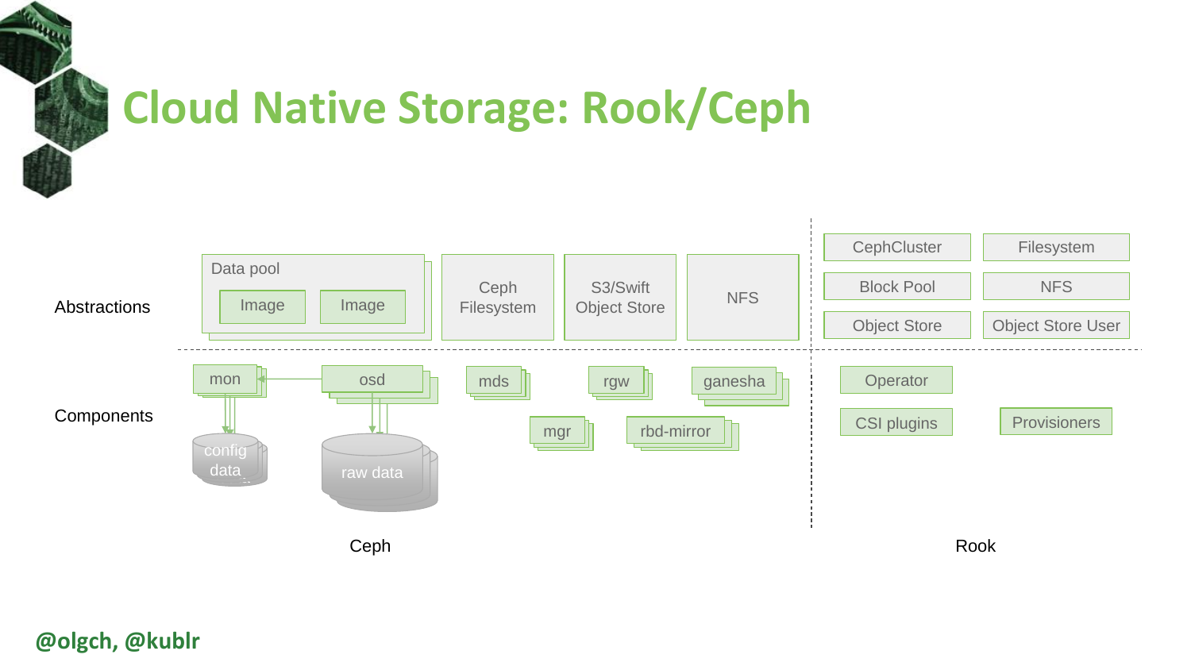# Cloud Native Storage: Rook/Ceph

Abstractions

Data pool

Image

Image

Ceph Filesystem

S3/Swift Object Store

NFS

CephCluster

Filesystem

Block Pool

NFS

Object Store

Object Store User

Components

mon

osd

mds

rgw

ganesha

config data

raw data

mgr

rbd-mirror

Operator

CSI plugins

Provisioners

Ceph

Rook

@olgch, @kublr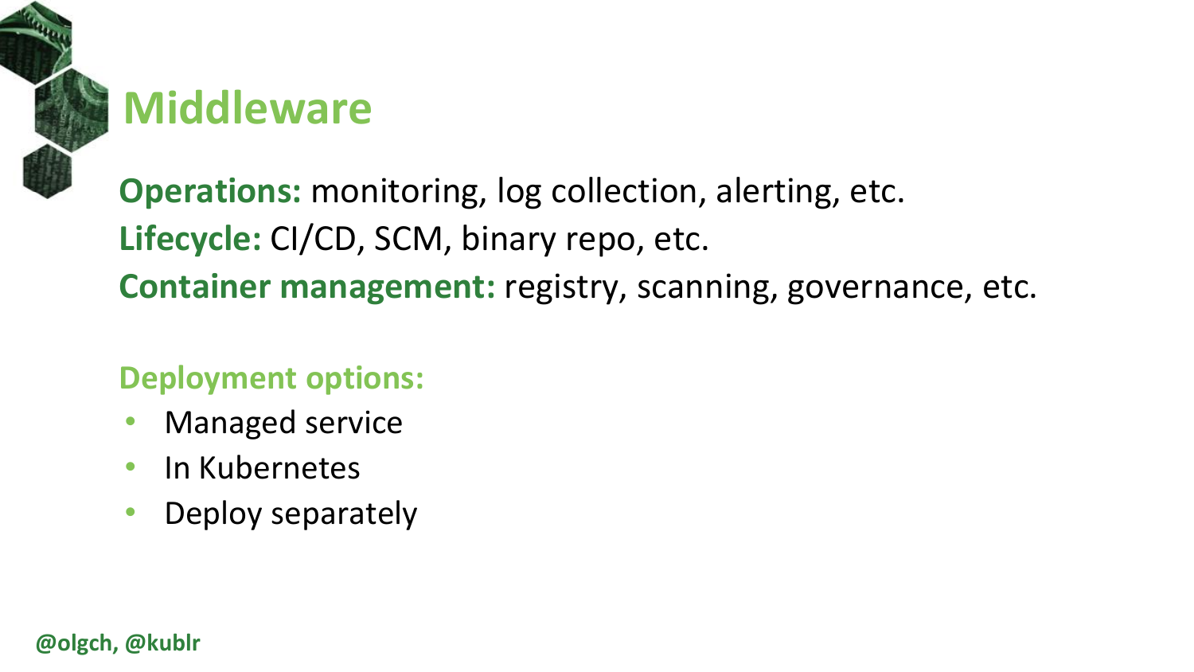# Middleware

**Operations:** monitoring, log collection, alerting, etc.
**Lifecycle:** CI/CD, SCM, binary repo, etc.
**Container management:** registry, scanning, governance, etc.

**Deployment options:**

- Managed service
- In Kubernetes
- Deploy separately

**@olgch, @kublr**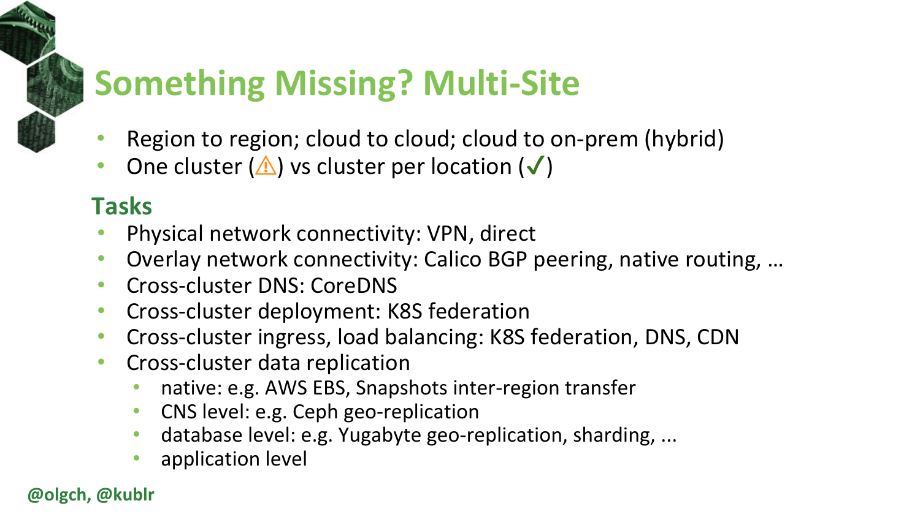# Something Missing? Multi-Site

- Region to region; cloud to cloud; cloud to on-prem (hybrid)
- One cluster (⚠) vs cluster per location (✓)

## Tasks

- Physical network connectivity: VPN, direct
- Overlay network connectivity: Calico BGP peering, native routing, …
- Cross-cluster DNS: CoreDNS
- Cross-cluster deployment: K8S federation
- Cross-cluster ingress, load balancing: K8S federation, DNS, CDN
- Cross-cluster data replication
  - native: e.g. AWS EBS, Snapshots inter-region transfer
  - CNS level: e.g. Ceph geo-replication
  - database level: e.g. Yugabyte geo-replication, sharding, ...
  - application level

**@olgch, @kublr**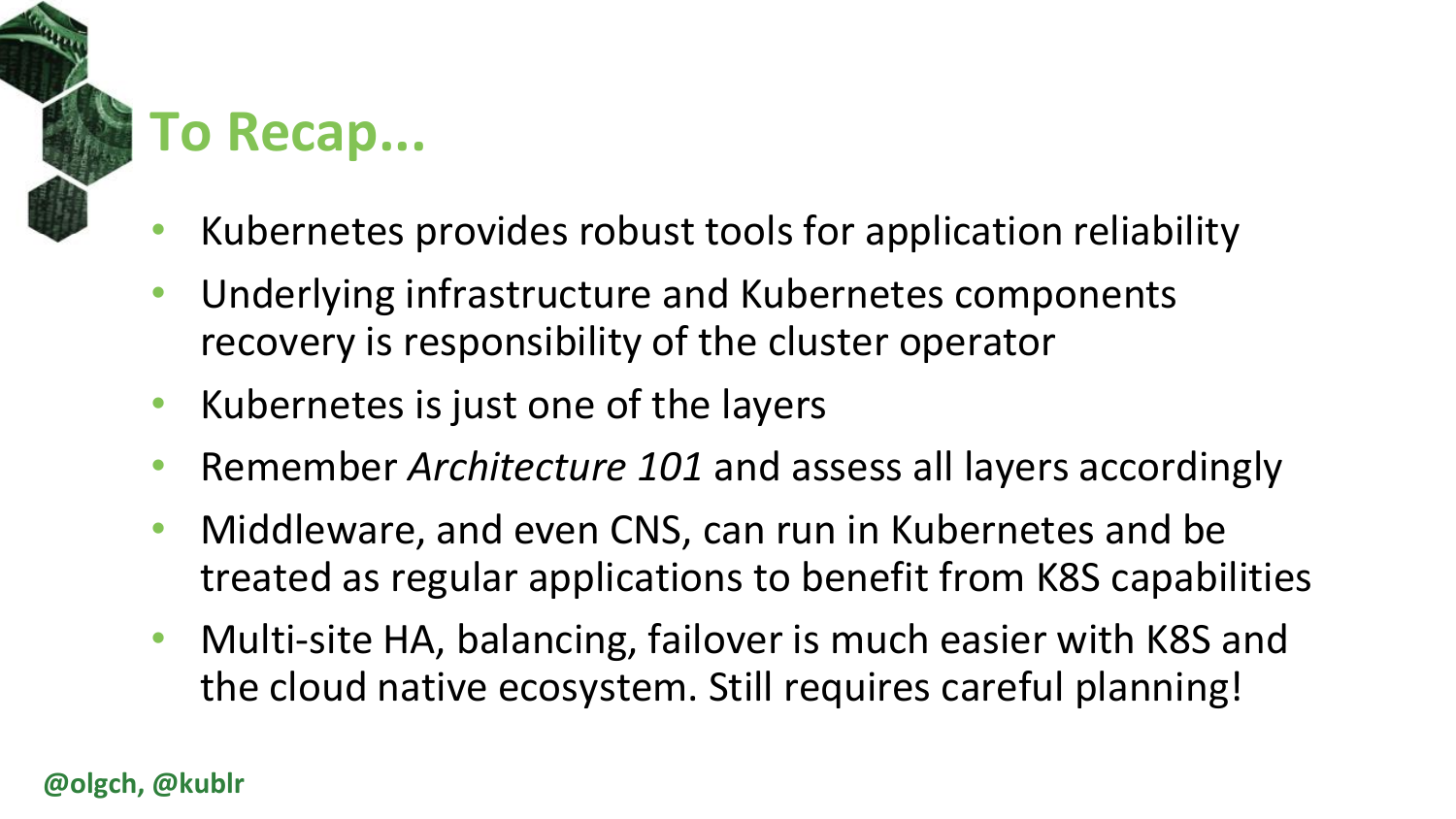# To Recap...

- Kubernetes provides robust tools for application reliability
- Underlying infrastructure and Kubernetes components recovery is responsibility of the cluster operator
- Kubernetes is just one of the layers
- Remember *Architecture 101* and assess all layers accordingly
- Middleware, and even CNS, can run in Kubernetes and be treated as regular applications to benefit from K8S capabilities
- Multi-site HA, balancing, failover is much easier with K8S and the cloud native ecosystem. Still requires careful planning!

**@olgch, @kublr**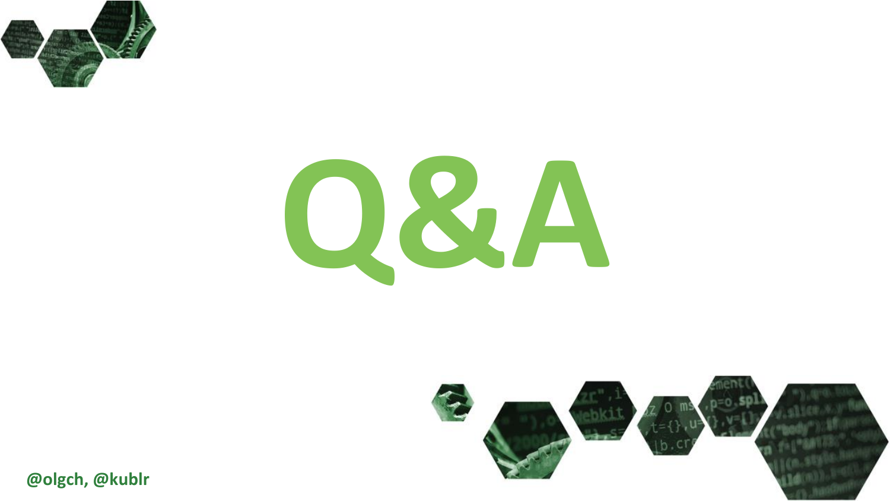# Q&A

@olgch, @kublr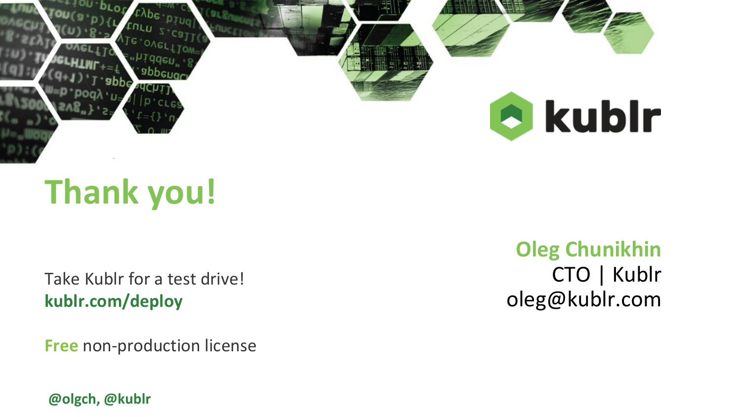kublr

# Thank you!

Take Kublr for a test drive!
**kublr.com/deploy**

**Free** non-production license

**@olgch, @kublr**

**Oleg Chunikhin**
CTO | Kublr
oleg@kublr.com